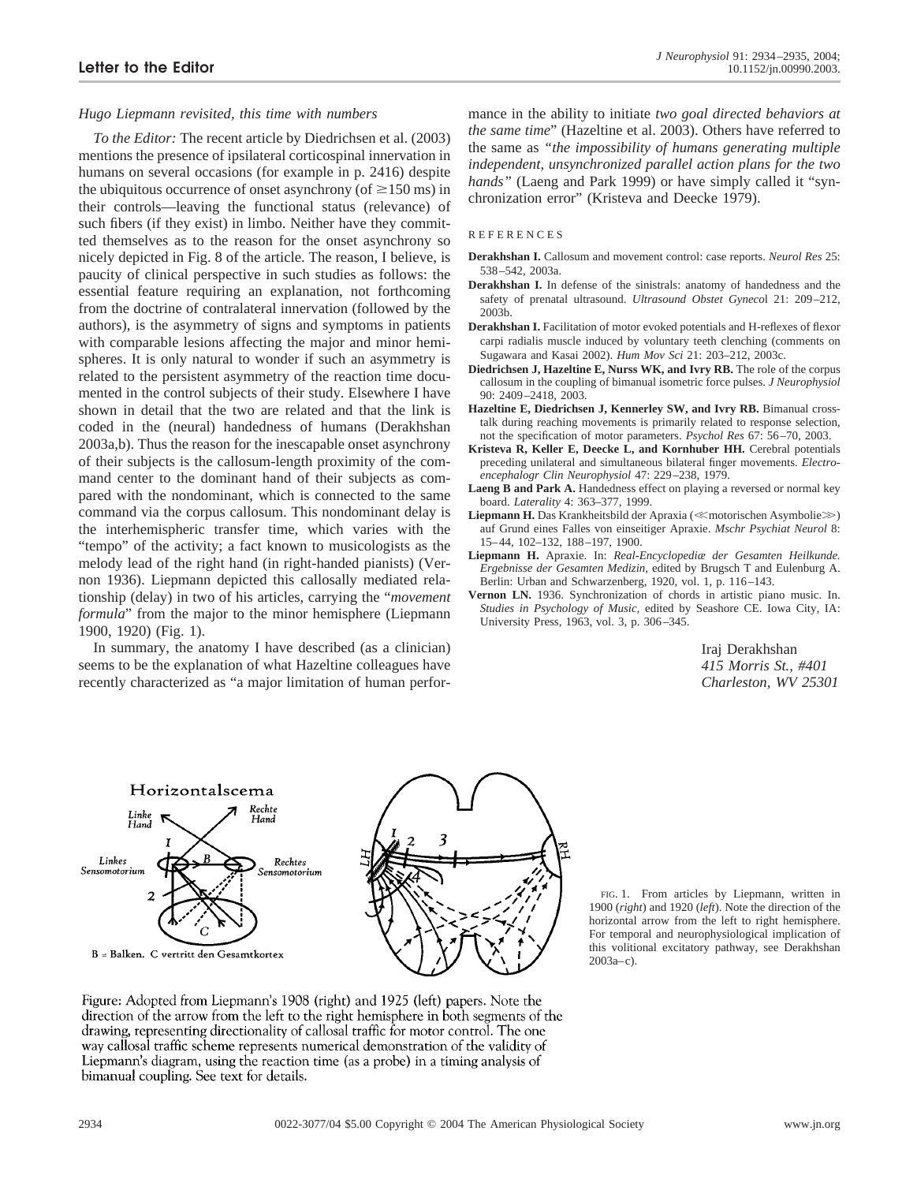## Letter to the Editor

*Hugo Liepmann revisited, this time with numbers*

*To the Editor:* The recent article by Diedrichsen et al. (2003) mentions the presence of ipsilateral corticospinal innervation in humans on several occasions (for example in p. 2416) despite the ubiquitous occurrence of onset asynchrony (of ≥150 ms) in their controls—leaving the functional status (relevance) of such fibers (if they exist) in limbo. Neither have they committed themselves as to the reason for the onset asynchrony so nicely depicted in Fig. 8 of the article. The reason, I believe, is paucity of clinical perspective in such studies as follows: the essential feature requiring an explanation, not forthcoming from the doctrine of contralateral innervation (followed by the authors), is the asymmetry of signs and symptoms in patients with comparable lesions affecting the major and minor hemispheres. It is only natural to wonder if such an asymmetry is related to the persistent asymmetry of the reaction time documented in the control subjects of their study. Elsewhere I have shown in detail that the two are related and that the link is coded in the (neural) handedness of humans (Derakhshan 2003a,b). Thus the reason for the inescapable onset asynchrony of their subjects is the callosum-length proximity of the command center to the dominant hand of their subjects as compared with the nondominant, which is connected to the same command via the corpus callosum. This nondominant delay is the interhemispheric transfer time, which varies with the "tempo" of the activity; a fact known to musicologists as the melody lead of the right hand (in right-handed pianists) (Vernon 1936). Liepmann depicted this callosally mediated relationship (delay) in two of his articles, carrying the "*movement formula*" from the major to the minor hemisphere (Liepmann 1900, 1920) (Fig. 1).

In summary, the anatomy I have described (as a clinician) seems to be the explanation of what Hazeltine colleagues have recently characterized as "a major limitation of human performance in the ability to initiate *two goal directed behaviors at the same time*" (Hazeltine et al. 2003). Others have referred to the same as *"the impossibility of humans generating multiple independent, unsynchronized parallel action plans for the two hands"* (Laeng and Park 1999) or have simply called it "synchronization error" (Kristeva and Deecke 1979).

### REFERENCES

**Derakhshan I.** Callosum and movement control: case reports. *Neurol Res* 25: 538–542, 2003a.

**Derakhshan I.** In defense of the sinistrals: anatomy of handedness and the safety of prenatal ultrasound. *Ultrasound Obstet Gyneco*l 21: 209–212, 2003b.

**Derakhshan I.** Facilitation of motor evoked potentials and H-reflexes of flexor carpi radialis muscle induced by voluntary teeth clenching (comments on Sugawara and Kasai 2002). *Hum Mov Sci* 21: 203–212, 2003c.

**Diedrichsen J, Hazeltine E, Nurss WK, and Ivry RB.** The role of the corpus callosum in the coupling of bimanual isometric force pulses. *J Neurophysiol* 90: 2409–2418, 2003.

**Hazeltine E, Diedrichsen J, Kennerley SW, and Ivry RB.** Bimanual cross-talk during reaching movements is primarily related to response selection, not the specification of motor parameters. *Psychol Res* 67: 56–70, 2003.

**Kristeva R, Keller E, Deecke L, and Kornhuber HH.** Cerebral potentials preceding unilateral and simultaneous bilateral finger movements. *Electroencephalogr Clin Neurophysiol* 47: 229–238, 1979.

**Laeng B and Park A.** Handedness effect on playing a reversed or normal key board. *Laterality* 4: 363–377, 1999.

**Liepmann H.** Das Krankheitsbild der Apraxia (≪motorischen Asymbolie≫) auf Grund eines Falles von einseitiger Apraxie. *Mschr Psychiat Neurol* 8: 15–44, 102–132, 188–197, 1900.

**Liepmann H.** Apraxie. In: *Real-Encyclopediæ der Gesamten Heilkunde. Ergebnisse der Gesamten Medizin*, edited by Brugsch T and Eulenburg A. Berlin: Urban and Schwarzenberg, 1920, vol. 1, p. 116–143.

**Vernon LN.** 1936. Synchronization of chords in artistic piano music. In. *Studies in Psychology of Music*, edited by Seashore CE. Iowa City, IA: University Press, 1963, vol. 3, p. 306–345.

Iraj Derakhshan
*415 Morris St., #401*
*Charleston, WV 25301*

Horizontalscema

Linke Hand — Rechte Hand — Linkes Sensomotorium — Rechtes Sensomotorium — B — C

B = Balken. C vertritt den Gesamtkortex

FIG. 1. From articles by Liepmann, written in 1900 (*right*) and 1920 (*left*). Note the direction of the horizontal arrow from the left to right hemisphere. For temporal and neurophysiological implication of this volitional excitatory pathway, see Derakhshan 2003a–c).

Figure: Adopted from Liepmann's 1908 (right) and 1925 (left) papers. Note the direction of the arrow from the left to the right hemisphere in both segments of the drawing, representing directionality of callosal traffic for motor control. The one way callosal traffic scheme represents numerical demonstration of the validity of Liepmann's diagram, using the reaction time (as a probe) in a timing analysis of bimanual coupling. See text for details.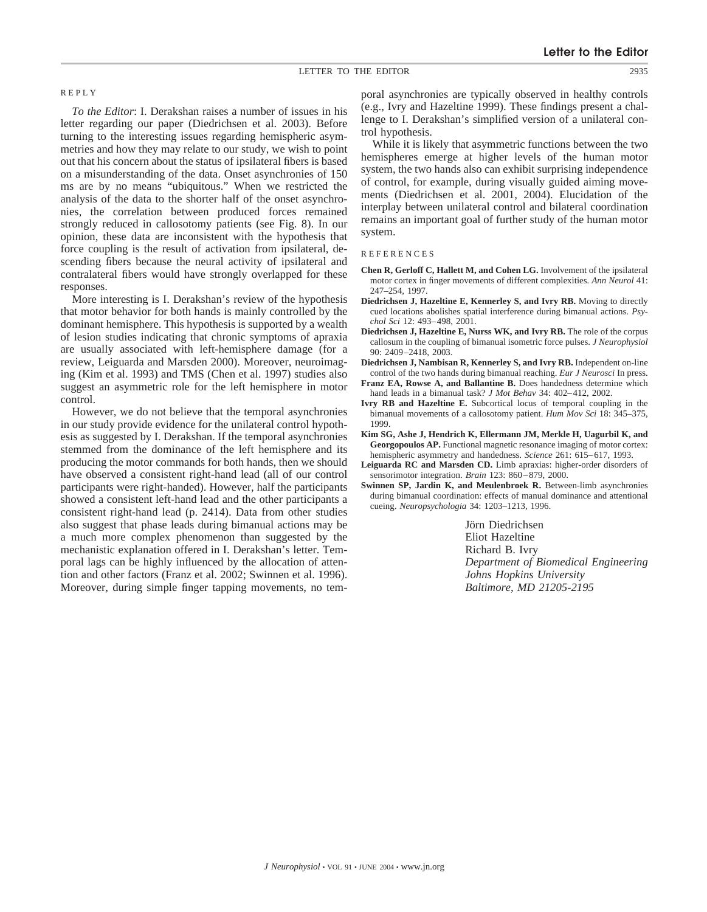## REPLY

*To the Editor*: I. Derakshan raises a number of issues in his letter regarding our paper (Diedrichsen et al. 2003). Before turning to the interesting issues regarding hemispheric asymmetries and how they may relate to our study, we wish to point out that his concern about the status of ipsilateral fibers is based on a misunderstanding of the data. Onset asynchronies of 150 ms are by no means "ubiquitous." When we restricted the analysis of the data to the shorter half of the onset asynchronies, the correlation between produced forces remained strongly reduced in callosotomy patients (see Fig. 8). In our opinion, these data are inconsistent with the hypothesis that force coupling is the result of activation from ipsilateral, descending fibers because the neural activity of ipsilateral and contralateral fibers would have strongly overlapped for these responses.

More interesting is I. Derakshan's review of the hypothesis that motor behavior for both hands is mainly controlled by the dominant hemisphere. This hypothesis is supported by a wealth of lesion studies indicating that chronic symptoms of apraxia are usually associated with left-hemisphere damage (for a review, Leiguarda and Marsden 2000). Moreover, neuroimaging (Kim et al. 1993) and TMS (Chen et al. 1997) studies also suggest an asymmetric role for the left hemisphere in motor control.

However, we do not believe that the temporal asynchronies in our study provide evidence for the unilateral control hypothesis as suggested by I. Derakshan. If the temporal asynchronies stemmed from the dominance of the left hemisphere and its producing the motor commands for both hands, then we should have observed a consistent right-hand lead (all of our control participants were right-handed). However, half the participants showed a consistent left-hand lead and the other participants a consistent right-hand lead (p. 2414). Data from other studies also suggest that phase leads during bimanual actions may be a much more complex phenomenon than suggested by the mechanistic explanation offered in I. Derakshan's letter. Temporal lags can be highly influenced by the allocation of attention and other factors (Franz et al. 2002; Swinnen et al. 1996). Moreover, during simple finger tapping movements, no temporal asynchronies are typically observed in healthy controls (e.g., Ivry and Hazeltine 1999). These findings present a challenge to I. Derakshan's simplified version of a unilateral control hypothesis.

While it is likely that asymmetric functions between the two hemispheres emerge at higher levels of the human motor system, the two hands also can exhibit surprising independence of control, for example, during visually guided aiming movements (Diedrichsen et al. 2001, 2004). Elucidation of the interplay between unilateral control and bilateral coordination remains an important goal of further study of the human motor system.

## REFERENCES

**Chen R, Gerloff C, Hallett M, and Cohen LG.** Involvement of the ipsilateral motor cortex in finger movements of different complexities. *Ann Neurol* 41: 247–254, 1997.

**Diedrichsen J, Hazeltine E, Kennerley S, and Ivry RB.** Moving to directly cued locations abolishes spatial interference during bimanual actions. *Psychol Sci* 12: 493–498, 2001.

**Diedrichsen J, Hazeltine E, Nurss WK, and Ivry RB.** The role of the corpus callosum in the coupling of bimanual isometric force pulses. *J Neurophysiol* 90: 2409–2418, 2003.

**Diedrichsen J, Nambisan R, Kennerley S, and Ivry RB.** Independent on-line control of the two hands during bimanual reaching. *Eur J Neurosci* In press.

**Franz EA, Rowse A, and Ballantine B.** Does handedness determine which hand leads in a bimanual task? *J Mot Behav* 34: 402–412, 2002.

**Ivry RB and Hazeltine E.** Subcortical locus of temporal coupling in the bimanual movements of a callosotomy patient. *Hum Mov Sci* 18: 345–375, 1999.

**Kim SG, Ashe J, Hendrich K, Ellermann JM, Merkle H, Uagurbil K, and Georgopoulos AP.** Functional magnetic resonance imaging of motor cortex: hemispheric asymmetry and handedness. *Science* 261: 615–617, 1993.

**Leiguarda RC and Marsden CD.** Limb apraxias: higher-order disorders of sensorimotor integration. *Brain* 123: 860–879, 2000.

**Swinnen SP, Jardin K, and Meulenbroek R.** Between-limb asynchronies during bimanual coordination: effects of manual dominance and attentional cueing. *Neuropsychologia* 34: 1203–1213, 1996.

Jörn Diedrichsen
Eliot Hazeltine
Richard B. Ivry
*Department of Biomedical Engineering*
*Johns Hopkins University*
*Baltimore, MD 21205-2195*